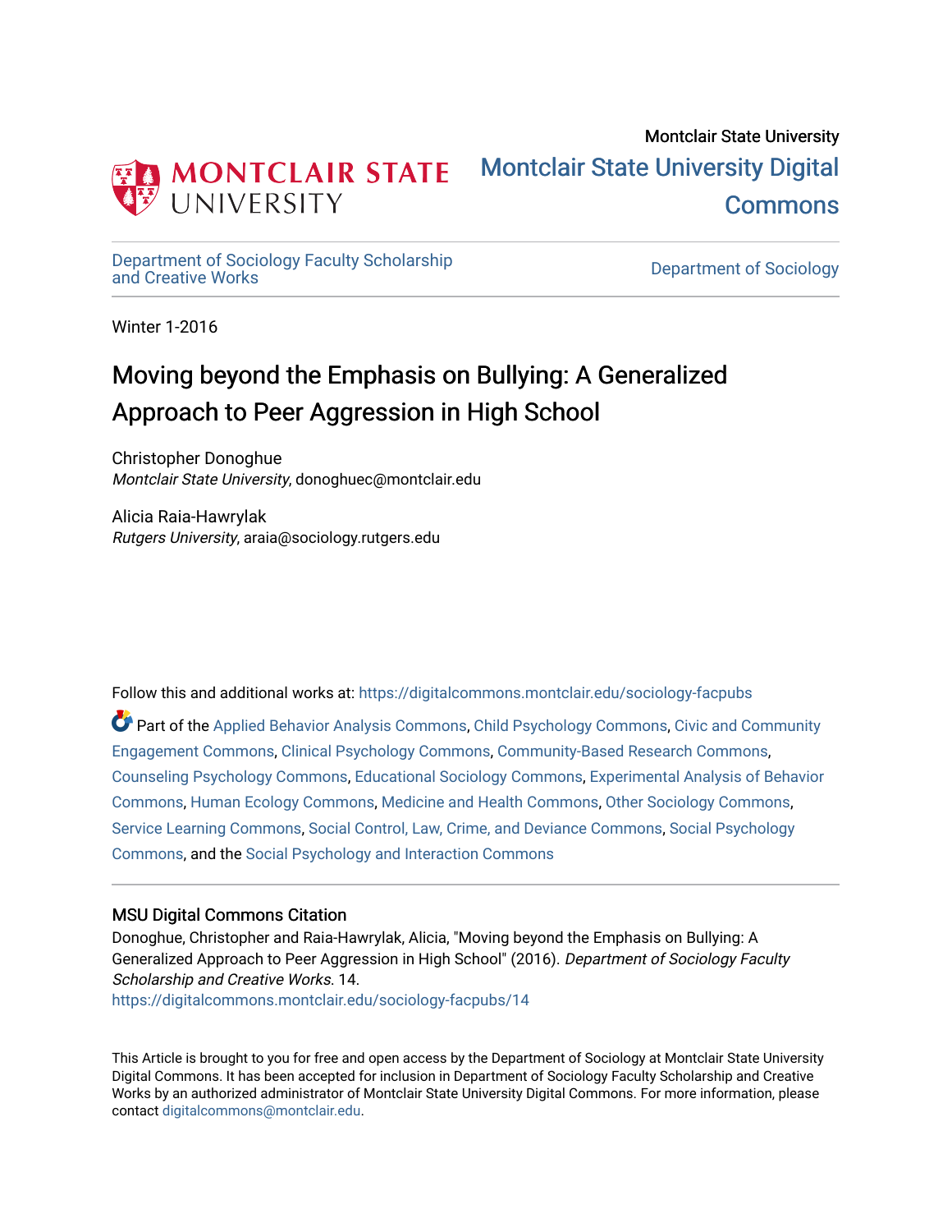Montclair State University

# Montclair State University Digital Commons

Department of Sociology Faculty Scholarship and Creative Works

Department of Sociology

Winter 1-2016

# Moving beyond the Emphasis on Bullying: A Generalized Approach to Peer Aggression in High School

Christopher Donoghue
*Montclair State University*, donoghuec@montclair.edu

Alicia Raia-Hawrylak
*Rutgers University*, araia@sociology.rutgers.edu

Follow this and additional works at: https://digitalcommons.montclair.edu/sociology-facpubs

Part of the Applied Behavior Analysis Commons, Child Psychology Commons, Civic and Community Engagement Commons, Clinical Psychology Commons, Community-Based Research Commons, Counseling Psychology Commons, Educational Sociology Commons, Experimental Analysis of Behavior Commons, Human Ecology Commons, Medicine and Health Commons, Other Sociology Commons, Service Learning Commons, Social Control, Law, Crime, and Deviance Commons, Social Psychology Commons, and the Social Psychology and Interaction Commons

## MSU Digital Commons Citation

Donoghue, Christopher and Raia-Hawrylak, Alicia, "Moving beyond the Emphasis on Bullying: A Generalized Approach to Peer Aggression in High School" (2016). *Department of Sociology Faculty Scholarship and Creative Works*. 14.
https://digitalcommons.montclair.edu/sociology-facpubs/14

This Article is brought to you for free and open access by the Department of Sociology at Montclair State University Digital Commons. It has been accepted for inclusion in Department of Sociology Faculty Scholarship and Creative Works by an authorized administrator of Montclair State University Digital Commons. For more information, please contact digitalcommons@montclair.edu.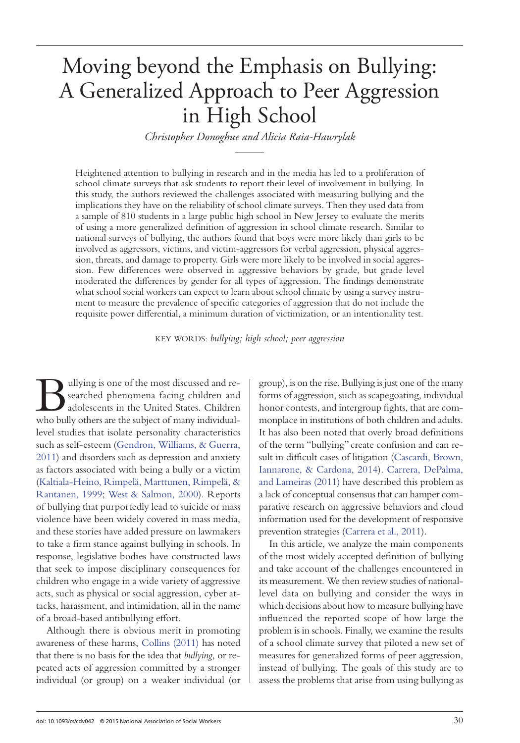# Moving beyond the Emphasis on Bullying: A Generalized Approach to Peer Aggression in High School

*Christopher Donoghue and Alicia Raia-Hawrylak*

Heightened attention to bullying in research and in the media has led to a proliferation of school climate surveys that ask students to report their level of involvement in bullying. In this study, the authors reviewed the challenges associated with measuring bullying and the implications they have on the reliability of school climate surveys. Then they used data from a sample of 810 students in a large public high school in New Jersey to evaluate the merits of using a more generalized definition of aggression in school climate research. Similar to national surveys of bullying, the authors found that boys were more likely than girls to be involved as aggressors, victims, and victim-aggressors for verbal aggression, physical aggression, threats, and damage to property. Girls were more likely to be involved in social aggression. Few differences were observed in aggressive behaviors by grade, but grade level moderated the differences by gender for all types of aggression. The findings demonstrate what school social workers can expect to learn about school climate by using a survey instrument to measure the prevalence of specific categories of aggression that do not include the requisite power differential, a minimum duration of victimization, or an intentionality test.

KEY WORDS: *bullying; high school; peer aggression*

Bullying is one of the most discussed and researched phenomena facing children and adolescents in the United States. Children who bully others are the subject of many individual-level studies that isolate personality characteristics such as self-esteem (Gendron, Williams, & Guerra, 2011) and disorders such as depression and anxiety as factors associated with being a bully or a victim (Kaltiala-Heino, Rimpelä, Marttunen, Rimpelä, & Rantanen, 1999; West & Salmon, 2000). Reports of bullying that purportedly lead to suicide or mass violence have been widely covered in mass media, and these stories have added pressure on lawmakers to take a firm stance against bullying in schools. In response, legislative bodies have constructed laws that seek to impose disciplinary consequences for children who engage in a wide variety of aggressive acts, such as physical or social aggression, cyber attacks, harassment, and intimidation, all in the name of a broad-based antibullying effort.

Although there is obvious merit in promoting awareness of these harms, Collins (2011) has noted that there is no basis for the idea that *bullying*, or repeated acts of aggression committed by a stronger individual (or group) on a weaker individual (or group), is on the rise. Bullying is just one of the many forms of aggression, such as scapegoating, individual honor contests, and intergroup fights, that are commonplace in institutions of both children and adults. It has also been noted that overly broad definitions of the term "bullying" create confusion and can result in difficult cases of litigation (Cascardi, Brown, Iannarone, & Cardona, 2014). Carrera, DePalma, and Lameiras (2011) have described this problem as a lack of conceptual consensus that can hamper comparative research on aggressive behaviors and cloud information used for the development of responsive prevention strategies (Carrera et al., 2011).

In this article, we analyze the main components of the most widely accepted definition of bullying and take account of the challenges encountered in its measurement. We then review studies of national-level data on bullying and consider the ways in which decisions about how to measure bullying have influenced the reported scope of how large the problem is in schools. Finally, we examine the results of a school climate survey that piloted a new set of measures for generalized forms of peer aggression, instead of bullying. The goals of this study are to assess the problems that arise from using bullying as

doi: 10.1093/cs/cdv042 © 2015 National Association of Social Workers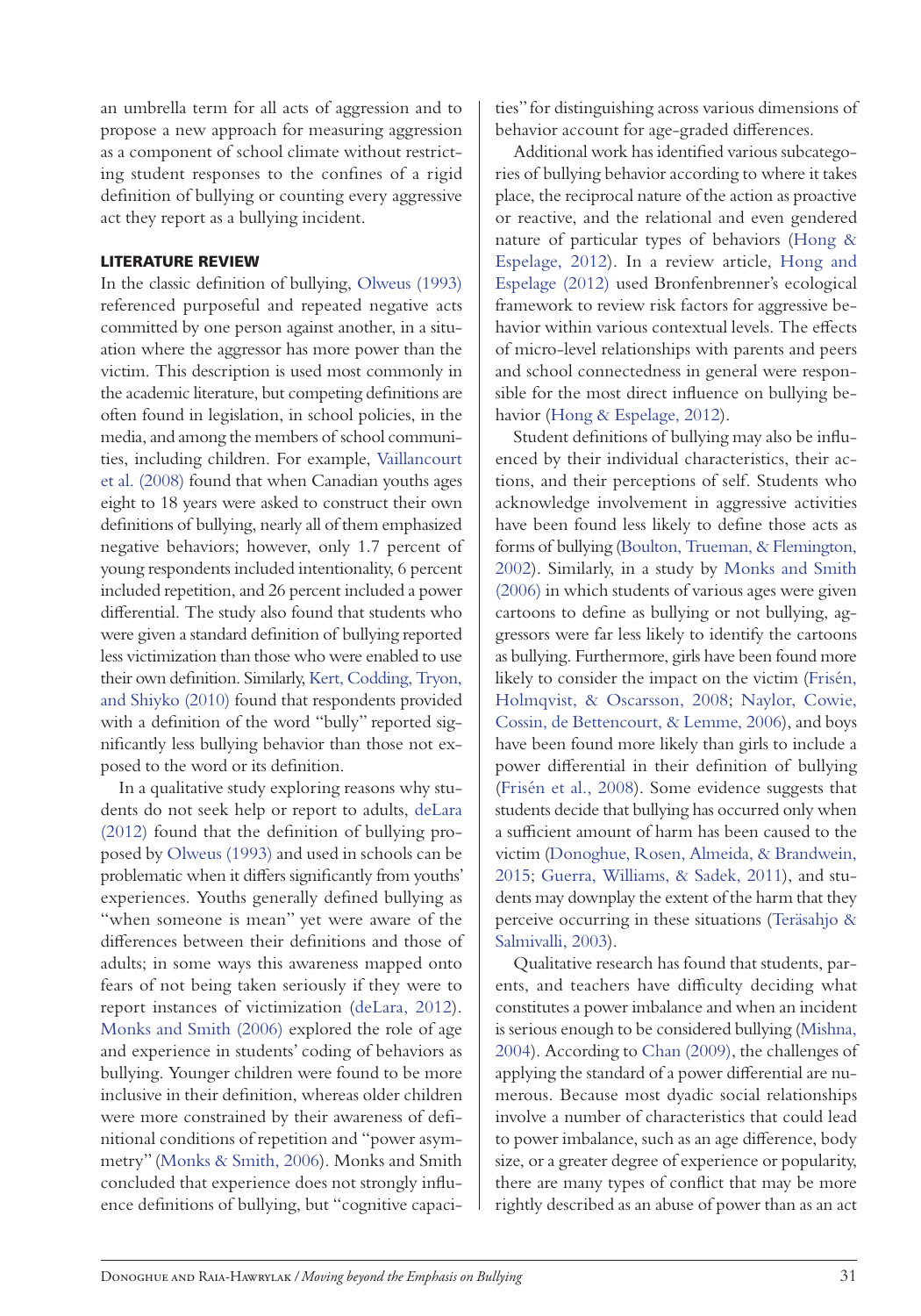an umbrella term for all acts of aggression and to propose a new approach for measuring aggression as a component of school climate without restricting student responses to the confines of a rigid definition of bullying or counting every aggressive act they report as a bullying incident.

## LITERATURE REVIEW

In the classic definition of bullying, Olweus (1993) referenced purposeful and repeated negative acts committed by one person against another, in a situation where the aggressor has more power than the victim. This description is used most commonly in the academic literature, but competing definitions are often found in legislation, in school policies, in the media, and among the members of school communities, including children. For example, Vaillancourt et al. (2008) found that when Canadian youths ages eight to 18 years were asked to construct their own definitions of bullying, nearly all of them emphasized negative behaviors; however, only 1.7 percent of young respondents included intentionality, 6 percent included repetition, and 26 percent included a power differential. The study also found that students who were given a standard definition of bullying reported less victimization than those who were enabled to use their own definition. Similarly, Kert, Codding, Tryon, and Shiyko (2010) found that respondents provided with a definition of the word "bully" reported significantly less bullying behavior than those not exposed to the word or its definition.

In a qualitative study exploring reasons why students do not seek help or report to adults, deLara (2012) found that the definition of bullying proposed by Olweus (1993) and used in schools can be problematic when it differs significantly from youths' experiences. Youths generally defined bullying as "when someone is mean" yet were aware of the differences between their definitions and those of adults; in some ways this awareness mapped onto fears of not being taken seriously if they were to report instances of victimization (deLara, 2012). Monks and Smith (2006) explored the role of age and experience in students' coding of behaviors as bullying. Younger children were found to be more inclusive in their definition, whereas older children were more constrained by their awareness of definitional conditions of repetition and "power asymmetry" (Monks & Smith, 2006). Monks and Smith concluded that experience does not strongly influence definitions of bullying, but "cognitive capacities" for distinguishing across various dimensions of behavior account for age-graded differences.

Additional work has identified various subcategories of bullying behavior according to where it takes place, the reciprocal nature of the action as proactive or reactive, and the relational and even gendered nature of particular types of behaviors (Hong & Espelage, 2012). In a review article, Hong and Espelage (2012) used Bronfenbrenner's ecological framework to review risk factors for aggressive behavior within various contextual levels. The effects of micro-level relationships with parents and peers and school connectedness in general were responsible for the most direct influence on bullying behavior (Hong & Espelage, 2012).

Student definitions of bullying may also be influenced by their individual characteristics, their actions, and their perceptions of self. Students who acknowledge involvement in aggressive activities have been found less likely to define those acts as forms of bullying (Boulton, Trueman, & Flemington, 2002). Similarly, in a study by Monks and Smith (2006) in which students of various ages were given cartoons to define as bullying or not bullying, aggressors were far less likely to identify the cartoons as bullying. Furthermore, girls have been found more likely to consider the impact on the victim (Frisén, Holmqvist, & Oscarsson, 2008; Naylor, Cowie, Cossin, de Bettencourt, & Lemme, 2006), and boys have been found more likely than girls to include a power differential in their definition of bullying (Frisén et al., 2008). Some evidence suggests that students decide that bullying has occurred only when a sufficient amount of harm has been caused to the victim (Donoghue, Rosen, Almeida, & Brandwein, 2015; Guerra, Williams, & Sadek, 2011), and students may downplay the extent of the harm that they perceive occurring in these situations (Teräsahjo & Salmivalli, 2003).

Qualitative research has found that students, parents, and teachers have difficulty deciding what constitutes a power imbalance and when an incident is serious enough to be considered bullying (Mishna, 2004). According to Chan (2009), the challenges of applying the standard of a power differential are numerous. Because most dyadic social relationships involve a number of characteristics that could lead to power imbalance, such as an age difference, body size, or a greater degree of experience or popularity, there are many types of conflict that may be more rightly described as an abuse of power than as an act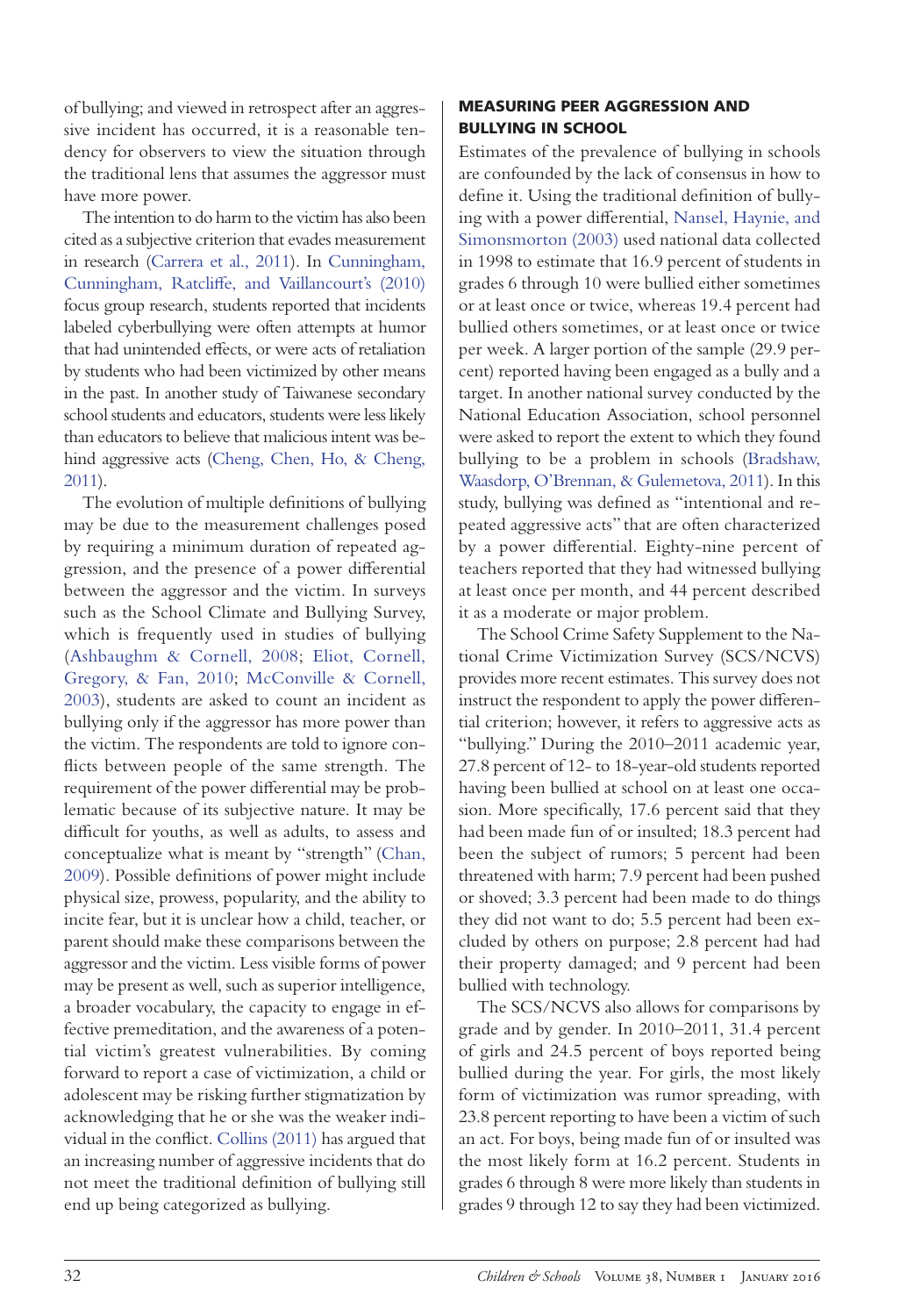of bullying; and viewed in retrospect after an aggressive incident has occurred, it is a reasonable tendency for observers to view the situation through the traditional lens that assumes the aggressor must have more power.

The intention to do harm to the victim has also been cited as a subjective criterion that evades measurement in research (Carrera et al., 2011). In Cunningham, Cunningham, Ratcliffe, and Vaillancourt's (2010) focus group research, students reported that incidents labeled cyberbullying were often attempts at humor that had unintended effects, or were acts of retaliation by students who had been victimized by other means in the past. In another study of Taiwanese secondary school students and educators, students were less likely than educators to believe that malicious intent was behind aggressive acts (Cheng, Chen, Ho, & Cheng, 2011).

The evolution of multiple definitions of bullying may be due to the measurement challenges posed by requiring a minimum duration of repeated aggression, and the presence of a power differential between the aggressor and the victim. In surveys such as the School Climate and Bullying Survey, which is frequently used in studies of bullying (Ashbaughm & Cornell, 2008; Eliot, Cornell, Gregory, & Fan, 2010; McConville & Cornell, 2003), students are asked to count an incident as bullying only if the aggressor has more power than the victim. The respondents are told to ignore conflicts between people of the same strength. The requirement of the power differential may be problematic because of its subjective nature. It may be difficult for youths, as well as adults, to assess and conceptualize what is meant by "strength" (Chan, 2009). Possible definitions of power might include physical size, prowess, popularity, and the ability to incite fear, but it is unclear how a child, teacher, or parent should make these comparisons between the aggressor and the victim. Less visible forms of power may be present as well, such as superior intelligence, a broader vocabulary, the capacity to engage in effective premeditation, and the awareness of a potential victim's greatest vulnerabilities. By coming forward to report a case of victimization, a child or adolescent may be risking further stigmatization by acknowledging that he or she was the weaker individual in the conflict. Collins (2011) has argued that an increasing number of aggressive incidents that do not meet the traditional definition of bullying still end up being categorized as bullying.

## MEASURING PEER AGGRESSION AND BULLYING IN SCHOOL

Estimates of the prevalence of bullying in schools are confounded by the lack of consensus in how to define it. Using the traditional definition of bullying with a power differential, Nansel, Haynie, and Simonsmorton (2003) used national data collected in 1998 to estimate that 16.9 percent of students in grades 6 through 10 were bullied either sometimes or at least once or twice, whereas 19.4 percent had bullied others sometimes, or at least once or twice per week. A larger portion of the sample (29.9 percent) reported having been engaged as a bully and a target. In another national survey conducted by the National Education Association, school personnel were asked to report the extent to which they found bullying to be a problem in schools (Bradshaw, Waasdorp, O'Brennan, & Gulemetova, 2011). In this study, bullying was defined as "intentional and repeated aggressive acts" that are often characterized by a power differential. Eighty-nine percent of teachers reported that they had witnessed bullying at least once per month, and 44 percent described it as a moderate or major problem.

The School Crime Safety Supplement to the National Crime Victimization Survey (SCS/NCVS) provides more recent estimates. This survey does not instruct the respondent to apply the power differential criterion; however, it refers to aggressive acts as "bullying." During the 2010–2011 academic year, 27.8 percent of 12- to 18-year-old students reported having been bullied at school on at least one occasion. More specifically, 17.6 percent said that they had been made fun of or insulted; 18.3 percent had been the subject of rumors; 5 percent had been threatened with harm; 7.9 percent had been pushed or shoved; 3.3 percent had been made to do things they did not want to do; 5.5 percent had been excluded by others on purpose; 2.8 percent had had their property damaged; and 9 percent had been bullied with technology.

The SCS/NCVS also allows for comparisons by grade and by gender. In 2010–2011, 31.4 percent of girls and 24.5 percent of boys reported being bullied during the year. For girls, the most likely form of victimization was rumor spreading, with 23.8 percent reporting to have been a victim of such an act. For boys, being made fun of or insulted was the most likely form at 16.2 percent. Students in grades 6 through 8 were more likely than students in grades 9 through 12 to say they had been victimized.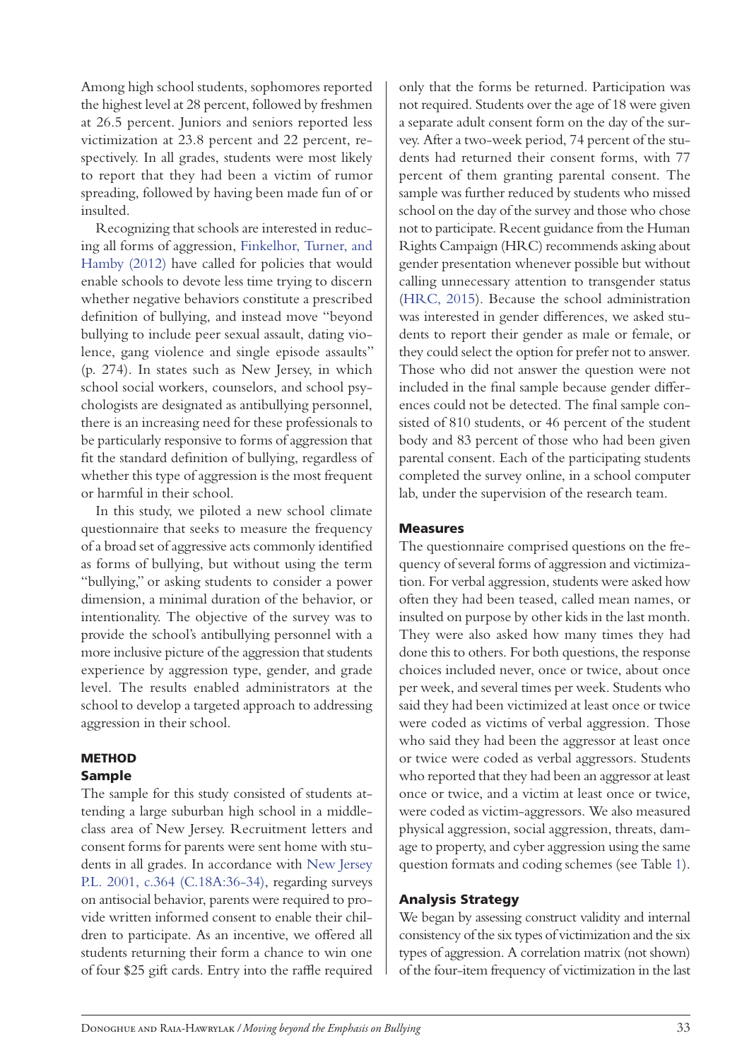Among high school students, sophomores reported the highest level at 28 percent, followed by freshmen at 26.5 percent. Juniors and seniors reported less victimization at 23.8 percent and 22 percent, respectively. In all grades, students were most likely to report that they had been a victim of rumor spreading, followed by having been made fun of or insulted.

Recognizing that schools are interested in reducing all forms of aggression, Finkelhor, Turner, and Hamby (2012) have called for policies that would enable schools to devote less time trying to discern whether negative behaviors constitute a prescribed definition of bullying, and instead move "beyond bullying to include peer sexual assault, dating violence, gang violence and single episode assaults" (p. 274). In states such as New Jersey, in which school social workers, counselors, and school psychologists are designated as antibullying personnel, there is an increasing need for these professionals to be particularly responsive to forms of aggression that fit the standard definition of bullying, regardless of whether this type of aggression is the most frequent or harmful in their school.

In this study, we piloted a new school climate questionnaire that seeks to measure the frequency of a broad set of aggressive acts commonly identified as forms of bullying, but without using the term "bullying," or asking students to consider a power dimension, a minimal duration of the behavior, or intentionality. The objective of the survey was to provide the school's antibullying personnel with a more inclusive picture of the aggression that students experience by aggression type, gender, and grade level. The results enabled administrators at the school to develop a targeted approach to addressing aggression in their school.

## METHOD

### Sample

The sample for this study consisted of students attending a large suburban high school in a middle-class area of New Jersey. Recruitment letters and consent forms for parents were sent home with students in all grades. In accordance with New Jersey P.L. 2001, c.364 (C.18A:36-34), regarding surveys on antisocial behavior, parents were required to provide written informed consent to enable their children to participate. As an incentive, we offered all students returning their form a chance to win one of four $25 gift cards. Entry into the raffle required only that the forms be returned. Participation was not required. Students over the age of 18 were given a separate adult consent form on the day of the survey. After a two-week period, 74 percent of the students had returned their consent forms, with 77 percent of them granting parental consent. The sample was further reduced by students who missed school on the day of the survey and those who chose not to participate. Recent guidance from the Human Rights Campaign (HRC) recommends asking about gender presentation whenever possible but without calling unnecessary attention to transgender status (HRC, 2015). Because the school administration was interested in gender differences, we asked students to report their gender as male or female, or they could select the option for prefer not to answer. Those who did not answer the question were not included in the final sample because gender differences could not be detected. The final sample consisted of 810 students, or 46 percent of the student body and 83 percent of those who had been given parental consent. Each of the participating students completed the survey online, in a school computer lab, under the supervision of the research team.

### Measures

The questionnaire comprised questions on the frequency of several forms of aggression and victimization. For verbal aggression, students were asked how often they had been teased, called mean names, or insulted on purpose by other kids in the last month. They were also asked how many times they had done this to others. For both questions, the response choices included never, once or twice, about once per week, and several times per week. Students who said they had been victimized at least once or twice were coded as victims of verbal aggression. Those who said they had been the aggressor at least once or twice were coded as verbal aggressors. Students who reported that they had been an aggressor at least once or twice, and a victim at least once or twice, were coded as victim-aggressors. We also measured physical aggression, social aggression, threats, damage to property, and cyber aggression using the same question formats and coding schemes (see Table 1).

### Analysis Strategy

We began by assessing construct validity and internal consistency of the six types of victimization and the six types of aggression. A correlation matrix (not shown) of the four-item frequency of victimization in the last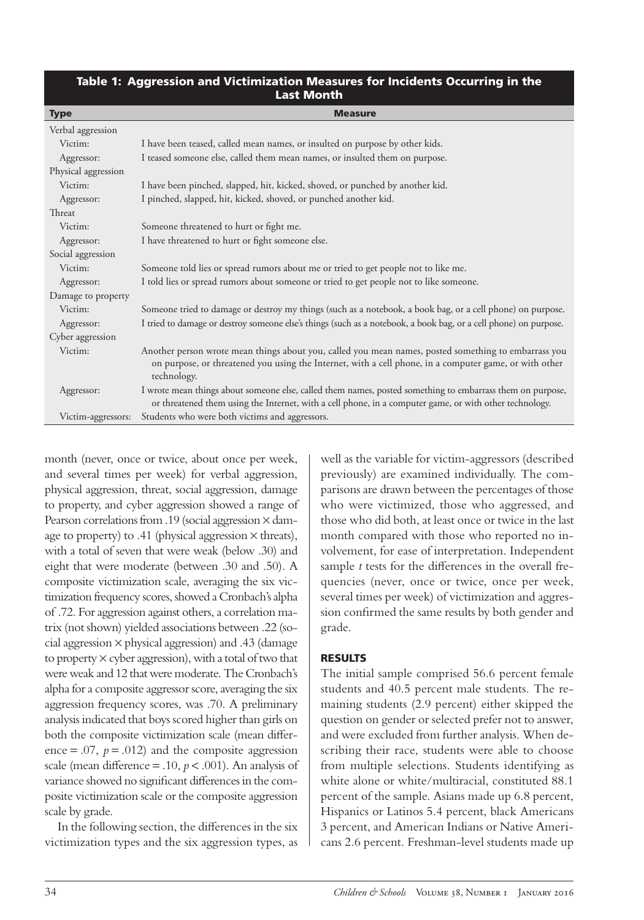**Table 1: Aggression and Victimization Measures for Incidents Occurring in the Last Month**

| Type | Measure |
|---|---|
| Verbal aggression | |
| Victim: | I have been teased, called mean names, or insulted on purpose by other kids. |
| Aggressor: | I teased someone else, called them mean names, or insulted them on purpose. |
| Physical aggression | |
| Victim: | I have been pinched, slapped, hit, kicked, shoved, or punched by another kid. |
| Aggressor: | I pinched, slapped, hit, kicked, shoved, or punched another kid. |
| Threat | |
| Victim: | Someone threatened to hurt or fight me. |
| Aggressor: | I have threatened to hurt or fight someone else. |
| Social aggression | |
| Victim: | Someone told lies or spread rumors about me or tried to get people not to like me. |
| Aggressor: | I told lies or spread rumors about someone or tried to get people not to like someone. |
| Damage to property | |
| Victim: | Someone tried to damage or destroy my things (such as a notebook, a book bag, or a cell phone) on purpose. |
| Aggressor: | I tried to damage or destroy someone else's things (such as a notebook, a book bag, or a cell phone) on purpose. |
| Cyber aggression | |
| Victim: | Another person wrote mean things about you, called you mean names, posted something to embarrass you on purpose, or threatened you using the Internet, with a cell phone, in a computer game, or with other technology. |
| Aggressor: | I wrote mean things about someone else, called them names, posted something to embarrass them on purpose, or threatened them using the Internet, with a cell phone, in a computer game, or with other technology. |
| Victim-aggressors: | Students who were both victims and aggressors. |

month (never, once or twice, about once per week, and several times per week) for verbal aggression, physical aggression, threat, social aggression, damage to property, and cyber aggression showed a range of Pearson correlations from .19 (social aggression × damage to property) to .41 (physical aggression × threats), with a total of seven that were weak (below .30) and eight that were moderate (between .30 and .50). A composite victimization scale, averaging the six victimization frequency scores, showed a Cronbach's alpha of .72. For aggression against others, a correlation matrix (not shown) yielded associations between .22 (social aggression × physical aggression) and .43 (damage to property × cyber aggression), with a total of two that were weak and 12 that were moderate. The Cronbach's alpha for a composite aggressor score, averaging the six aggression frequency scores, was .70. A preliminary analysis indicated that boys scored higher than girls on both the composite victimization scale (mean difference = .07, $p = .012$) and the composite aggression scale (mean difference = .10, $p < .001$). An analysis of variance showed no significant differences in the composite victimization scale or the composite aggression scale by grade.

In the following section, the differences in the six victimization types and the six aggression types, as well as the variable for victim-aggressors (described previously) are examined individually. The comparisons are drawn between the percentages of those who were victimized, those who aggressed, and those who did both, at least once or twice in the last month compared with those who reported no involvement, for ease of interpretation. Independent sample *t* tests for the differences in the overall frequencies (never, once or twice, once per week, several times per week) of victimization and aggression confirmed the same results by both gender and grade.

## RESULTS

The initial sample comprised 56.6 percent female students and 40.5 percent male students. The remaining students (2.9 percent) either skipped the question on gender or selected prefer not to answer, and were excluded from further analysis. When describing their race, students were able to choose from multiple selections. Students identifying as white alone or white/multiracial, constituted 88.1 percent of the sample. Asians made up 6.8 percent, Hispanics or Latinos 5.4 percent, black Americans 3 percent, and American Indians or Native Americans 2.6 percent. Freshman-level students made up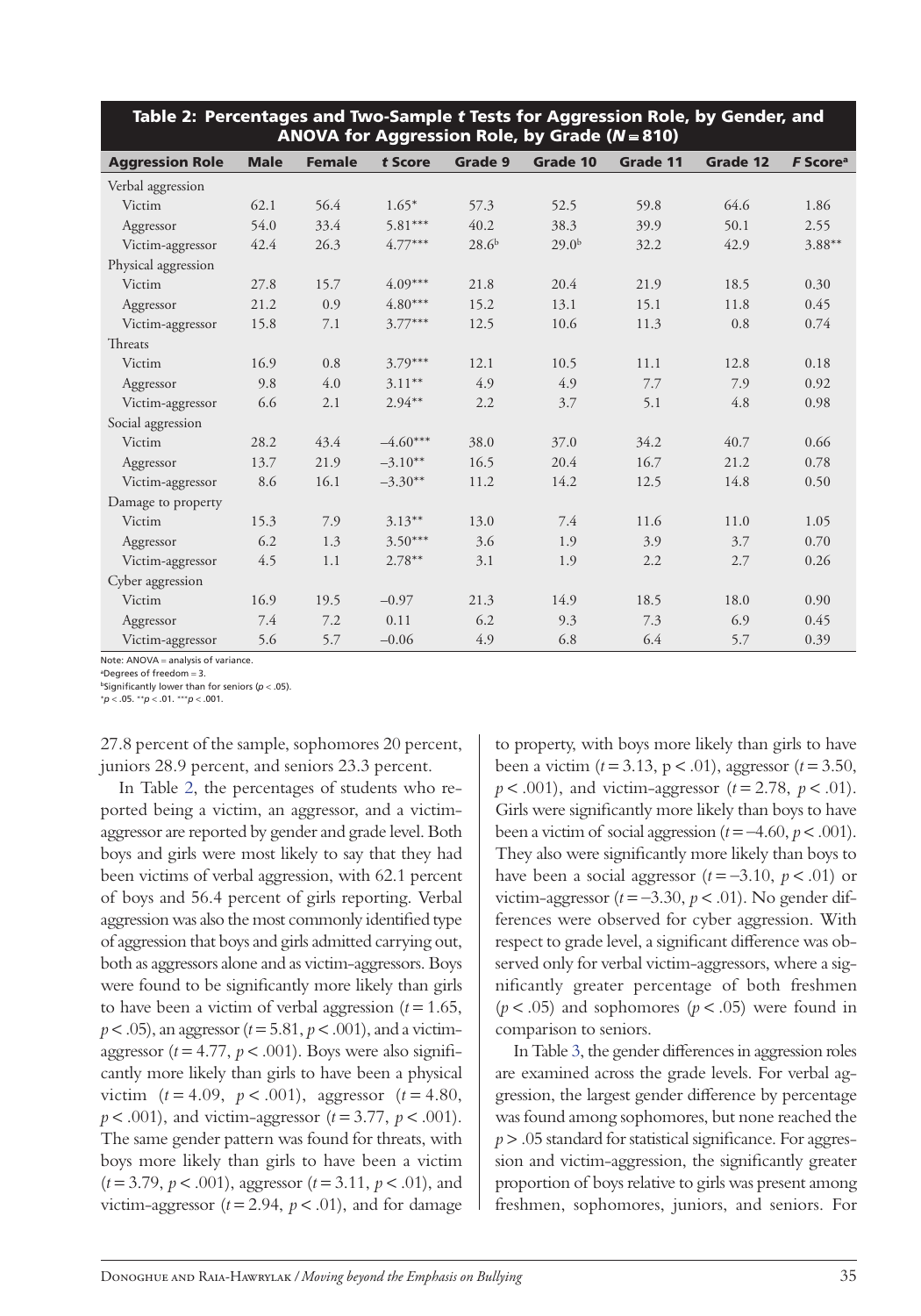**Table 2: Percentages and Two-Sample *t* Tests for Aggression Role, by Gender, and ANOVA for Aggression Role, by Grade ($N = 810$)**

| Aggression Role | Male | Female | *t* Score | Grade 9 | Grade 10 | Grade 11 | Grade 12 | *F* Score[a] |
|---|---|---|---|---|---|---|---|---|
| Verbal aggression | | | | | | | | |
| Victim | 62.1 | 56.4 | 1.65* | 57.3 | 52.5 | 59.8 | 64.6 | 1.86 |
| Aggressor | 54.0 | 33.4 | 5.81*** | 40.2 | 38.3 | 39.9 | 50.1 | 2.55 |
| Victim-aggressor | 42.4 | 26.3 | 4.77*** | 28.6[b] | 29.0[b] | 32.2 | 42.9 | 3.88** |
| Physical aggression | | | | | | | | |
| Victim | 27.8 | 15.7 | 4.09*** | 21.8 | 20.4 | 21.9 | 18.5 | 0.30 |
| Aggressor | 21.2 | 0.9 | 4.80*** | 15.2 | 13.1 | 15.1 | 11.8 | 0.45 |
| Victim-aggressor | 15.8 | 7.1 | 3.77*** | 12.5 | 10.6 | 11.3 | 0.8 | 0.74 |
| Threats | | | | | | | | |
| Victim | 16.9 | 0.8 | 3.79*** | 12.1 | 10.5 | 11.1 | 12.8 | 0.18 |
| Aggressor | 9.8 | 4.0 | 3.11** | 4.9 | 4.9 | 7.7 | 7.9 | 0.92 |
| Victim-aggressor | 6.6 | 2.1 | 2.94** | 2.2 | 3.7 | 5.1 | 4.8 | 0.98 |
| Social aggression | | | | | | | | |
| Victim | 28.2 | 43.4 | −4.60*** | 38.0 | 37.0 | 34.2 | 40.7 | 0.66 |
| Aggressor | 13.7 | 21.9 | −3.10** | 16.5 | 20.4 | 16.7 | 21.2 | 0.78 |
| Victim-aggressor | 8.6 | 16.1 | −3.30** | 11.2 | 14.2 | 12.5 | 14.8 | 0.50 |
| Damage to property | | | | | | | | |
| Victim | 15.3 | 7.9 | 3.13** | 13.0 | 7.4 | 11.6 | 11.0 | 1.05 |
| Aggressor | 6.2 | 1.3 | 3.50*** | 3.6 | 1.9 | 3.9 | 3.7 | 0.70 |
| Victim-aggressor | 4.5 | 1.1 | 2.78** | 3.1 | 1.9 | 2.2 | 2.7 | 0.26 |
| Cyber aggression | | | | | | | | |
| Victim | 16.9 | 19.5 | −0.97 | 21.3 | 14.9 | 18.5 | 18.0 | 0.90 |
| Aggressor | 7.4 | 7.2 | 0.11 | 6.2 | 9.3 | 7.3 | 6.9 | 0.45 |
| Victim-aggressor | 5.6 | 5.7 | −0.06 | 4.9 | 6.8 | 6.4 | 5.7 | 0.39 |

Note: ANOVA = analysis of variance.
[a]Degrees of freedom = 3.
[b]Significantly lower than for seniors ($p < .05$).
*$p < .05$. **$p < .01$. ***$p < .001$.

27.8 percent of the sample, sophomores 20 percent, juniors 28.9 percent, and seniors 23.3 percent.

In Table 2, the percentages of students who reported being a victim, an aggressor, and a victim-aggressor are reported by gender and grade level. Both boys and girls were most likely to say that they had been victims of verbal aggression, with 62.1 percent of boys and 56.4 percent of girls reporting. Verbal aggression was also the most commonly identified type of aggression that boys and girls admitted carrying out, both as aggressors alone and as victim-aggressors. Boys were found to be significantly more likely than girls to have been a victim of verbal aggression ($t = 1.65$, $p < .05$), an aggressor ($t = 5.81$, $p < .001$), and a victim-aggressor ($t = 4.77$, $p < .001$). Boys were also significantly more likely than girls to have been a physical victim ($t = 4.09$, $p < .001$), aggressor ($t = 4.80$, $p < .001$), and victim-aggressor ($t = 3.77$, $p < .001$). The same gender pattern was found for threats, with boys more likely than girls to have been a victim ($t = 3.79$, $p < .001$), aggressor ($t = 3.11$, $p < .01$), and victim-aggressor ($t = 2.94$, $p < .01$), and for damage to property, with boys more likely than girls to have been a victim ($t = 3.13$, $p < .01$), aggressor ($t = 3.50$, $p < .001$), and victim-aggressor ($t = 2.78$, $p < .01$). Girls were significantly more likely than boys to have been a victim of social aggression ($t = -4.60$, $p < .001$). They also were significantly more likely than boys to have been a social aggressor ($t = -3.10$, $p < .01$) or victim-aggressor ($t = -3.30$, $p < .01$). No gender differences were observed for cyber aggression. With respect to grade level, a significant difference was observed only for verbal victim-aggressors, where a significantly greater percentage of both freshmen ($p < .05$) and sophomores ($p < .05$) were found in comparison to seniors.

In Table 3, the gender differences in aggression roles are examined across the grade levels. For verbal aggression, the largest gender difference by percentage was found among sophomores, but none reached the $p > .05$ standard for statistical significance. For aggression and victim-aggression, the significantly greater proportion of boys relative to girls was present among freshmen, sophomores, juniors, and seniors. For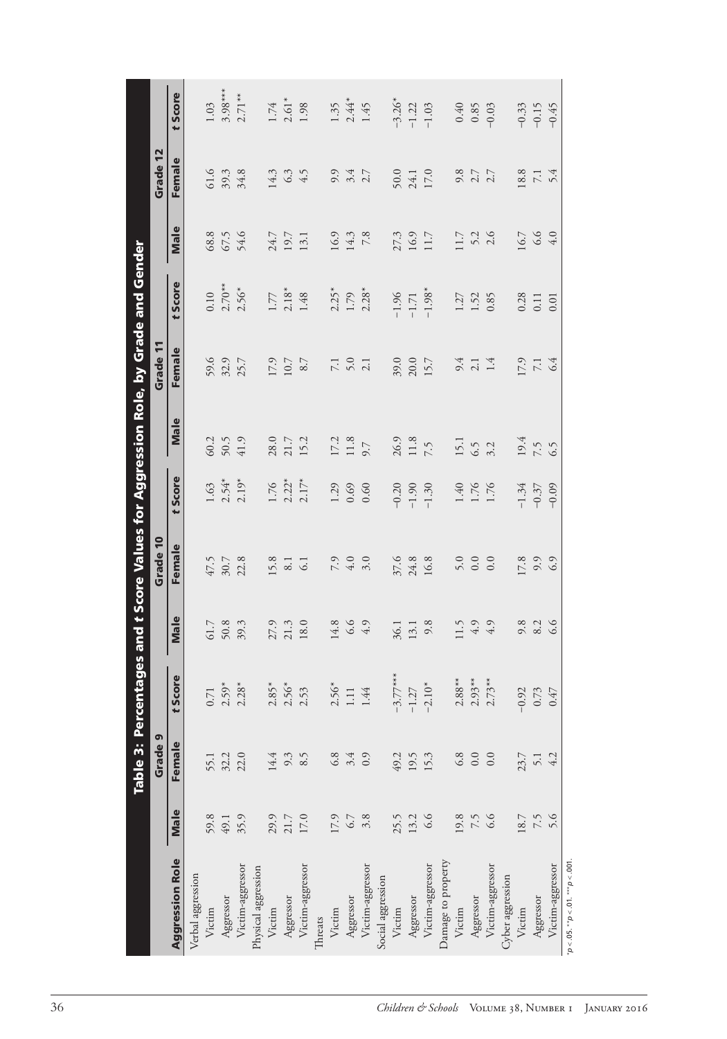## Table 3: Percentages and t Score Values for Aggression Role, by Grade and Gender

| Aggression Role | Grade 9 | | | Grade 10 | | | Grade 11 | | | Grade 12 | | |
|---|---|---|---|---|---|---|---|---|---|---|---|---|
| | Male | Female | t Score | Male | Female | t Score | Male | Female | t Score | Male | Female | t Score |
| Verbal aggression | | | | | | | | | | | | |
| Victim | 59.8 | 55.1 | 0.71 | 61.7 | 47.5 | 1.63 | 60.2 | 59.6 | 0.10 | 68.8 | 61.6 | 1.03 |
| Aggressor | 49.1 | 32.2 | 2.59* | 50.8 | 30.7 | 2.54* | 50.5 | 32.9 | 2.70** | 67.5 | 39.3 | 3.98*** |
| Victim-aggressor | 35.9 | 22.0 | 2.28* | 39.3 | 22.8 | 2.19* | 41.9 | 25.7 | 2.56* | 54.6 | 34.8 | 2.71** |
| Physical aggression | | | | | | | | | | | | |
| Victim | 29.9 | 14.4 | 2.85* | 27.9 | 15.8 | 1.76 | 28.0 | 17.9 | 1.77 | 24.7 | 14.3 | 1.74 |
| Aggressor | 21.7 | 9.3 | 2.56* | 21.3 | 8.1 | 2.22* | 21.7 | 10.7 | 2.18* | 19.7 | 6.3 | 2.61* |
| Victim-aggressor | 17.0 | 8.5 | 2.53 | 18.0 | 6.1 | 2.17* | 15.2 | 8.7 | 1.48 | 13.1 | 4.5 | 1.98 |
| Threats | | | | | | | | | | | | |
| Victim | 17.9 | 6.8 | 2.56* | 14.8 | 7.9 | 1.29 | 17.2 | 7.1 | 2.25* | 16.9 | 9.9 | 1.35 |
| Aggressor | 6.7 | 3.4 | 1.11 | 6.6 | 4.0 | 0.69 | 11.8 | 5.0 | 1.79 | 14.3 | 3.4 | 2.44* |
| Victim-aggressor | 3.8 | 0.9 | 1.44 | 4.9 | 3.0 | 0.60 | 9.7 | 2.1 | 2.28* | 7.8 | 2.7 | 1.45 |
| Social aggression | | | | | | | | | | | | |
| Victim | 25.5 | 49.2 | −3.77*** | 36.1 | 37.6 | −0.20 | 26.9 | 39.0 | −1.96 | 27.3 | 50.0 | −3.26* |
| Aggressor | 13.2 | 19.5 | −1.27 | 13.1 | 24.8 | −1.90 | 11.8 | 20.0 | −1.71 | 16.9 | 24.1 | −1.22 |
| Victim-aggressor | 6.6 | 15.3 | −2.10* | 9.8 | 16.8 | −1.30 | 7.5 | 15.7 | −1.98* | 11.7 | 17.0 | −1.03 |
| Damage to property | | | | | | | | | | | | |
| Victim | 19.8 | 6.8 | 2.88** | 11.5 | 5.0 | 1.40 | 15.1 | 9.4 | 1.27 | 11.7 | 9.8 | 0.40 |
| Aggressor | 7.5 | 0.0 | 2.93** | 4.9 | 0.0 | 1.76 | 6.5 | 2.1 | 1.52 | 5.2 | 2.7 | 0.85 |
| Victim-aggressor | 6.6 | 0.0 | 2.73** | 4.9 | 0.0 | 1.76 | 3.2 | 1.4 | 0.85 | 2.6 | 2.7 | −0.03 |
| Cyber aggression | | | | | | | | | | | | |
| Victim | 18.7 | 23.7 | −0.92 | 9.8 | 17.8 | −1.34 | 19.4 | 17.9 | 0.28 | 16.7 | 18.8 | −0.33 |
| Aggressor | 7.5 | 5.1 | 0.73 | 8.2 | 9.9 | −0.37 | 7.5 | 7.1 | 0.11 | 6.6 | 7.1 | −0.15 |
| Victim-aggressor | 5.6 | 4.2 | 0.47 | 6.6 | 6.9 | −0.09 | 6.5 | 6.4 | 0.01 | 4.0 | 5.4 | −0.45 |

*$p < .05$. **$p < .01$. ***$p < .001$.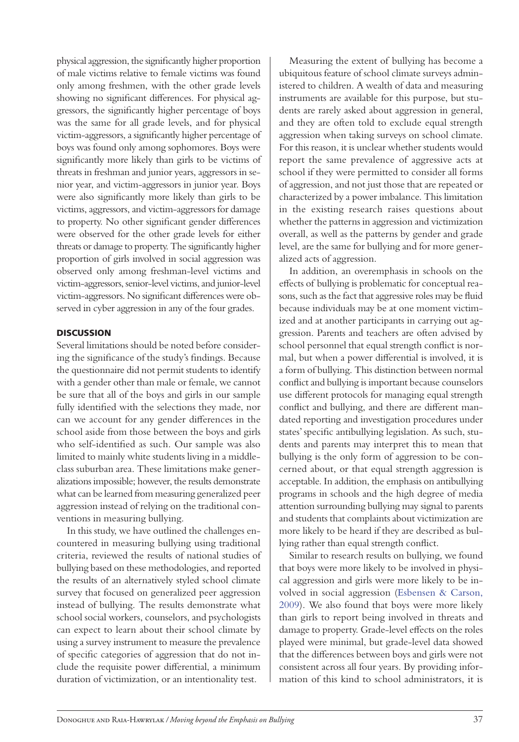physical aggression, the significantly higher proportion of male victims relative to female victims was found only among freshmen, with the other grade levels showing no significant differences. For physical aggressors, the significantly higher percentage of boys was the same for all grade levels, and for physical victim-aggressors, a significantly higher percentage of boys was found only among sophomores. Boys were significantly more likely than girls to be victims of threats in freshman and junior years, aggressors in senior year, and victim-aggressors in junior year. Boys were also significantly more likely than girls to be victims, aggressors, and victim-aggressors for damage to property. No other significant gender differences were observed for the other grade levels for either threats or damage to property. The significantly higher proportion of girls involved in social aggression was observed only among freshman-level victims and victim-aggressors, senior-level victims, and junior-level victim-aggressors. No significant differences were observed in cyber aggression in any of the four grades.

## DISCUSSION

Several limitations should be noted before considering the significance of the study's findings. Because the questionnaire did not permit students to identify with a gender other than male or female, we cannot be sure that all of the boys and girls in our sample fully identified with the selections they made, nor can we account for any gender differences in the school aside from those between the boys and girls who self-identified as such. Our sample was also limited to mainly white students living in a middle-class suburban area. These limitations make generalizations impossible; however, the results demonstrate what can be learned from measuring generalized peer aggression instead of relying on the traditional conventions in measuring bullying.

In this study, we have outlined the challenges encountered in measuring bullying using traditional criteria, reviewed the results of national studies of bullying based on these methodologies, and reported the results of an alternatively styled school climate survey that focused on generalized peer aggression instead of bullying. The results demonstrate what school social workers, counselors, and psychologists can expect to learn about their school climate by using a survey instrument to measure the prevalence of specific categories of aggression that do not include the requisite power differential, a minimum duration of victimization, or an intentionality test.

Measuring the extent of bullying has become a ubiquitous feature of school climate surveys administered to children. A wealth of data and measuring instruments are available for this purpose, but students are rarely asked about aggression in general, and they are often told to exclude equal strength aggression when taking surveys on school climate. For this reason, it is unclear whether students would report the same prevalence of aggressive acts at school if they were permitted to consider all forms of aggression, and not just those that are repeated or characterized by a power imbalance. This limitation in the existing research raises questions about whether the patterns in aggression and victimization overall, as well as the patterns by gender and grade level, are the same for bullying and for more generalized acts of aggression.

In addition, an overemphasis in schools on the effects of bullying is problematic for conceptual reasons, such as the fact that aggressive roles may be fluid because individuals may be at one moment victimized and at another participants in carrying out aggression. Parents and teachers are often advised by school personnel that equal strength conflict is normal, but when a power differential is involved, it is a form of bullying. This distinction between normal conflict and bullying is important because counselors use different protocols for managing equal strength conflict and bullying, and there are different mandated reporting and investigation procedures under states' specific antibullying legislation. As such, students and parents may interpret this to mean that bullying is the only form of aggression to be concerned about, or that equal strength aggression is acceptable. In addition, the emphasis on antibullying programs in schools and the high degree of media attention surrounding bullying may signal to parents and students that complaints about victimization are more likely to be heard if they are described as bullying rather than equal strength conflict.

Similar to research results on bullying, we found that boys were more likely to be involved in physical aggression and girls were more likely to be involved in social aggression (Esbensen & Carson, 2009). We also found that boys were more likely than girls to report being involved in threats and damage to property. Grade-level effects on the roles played were minimal, but grade-level data showed that the differences between boys and girls were not consistent across all four years. By providing information of this kind to school administrators, it is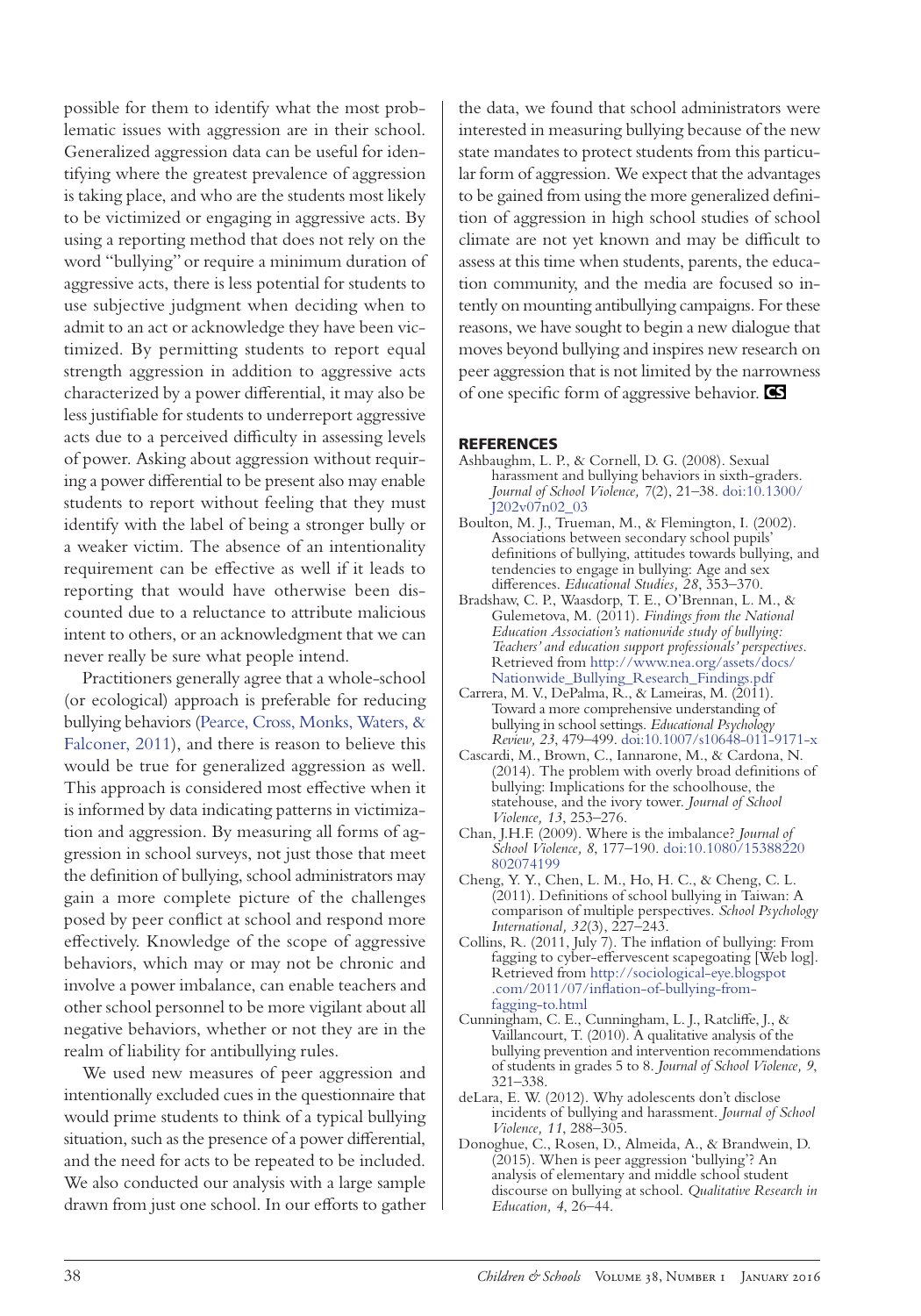possible for them to identify what the most problematic issues with aggression are in their school. Generalized aggression data can be useful for identifying where the greatest prevalence of aggression is taking place, and who are the students most likely to be victimized or engaging in aggressive acts. By using a reporting method that does not rely on the word "bullying" or require a minimum duration of aggressive acts, there is less potential for students to use subjective judgment when deciding when to admit to an act or acknowledge they have been victimized. By permitting students to report equal strength aggression in addition to aggressive acts characterized by a power differential, it may also be less justifiable for students to underreport aggressive acts due to a perceived difficulty in assessing levels of power. Asking about aggression without requiring a power differential to be present also may enable students to report without feeling that they must identify with the label of being a stronger bully or a weaker victim. The absence of an intentionality requirement can be effective as well if it leads to reporting that would have otherwise been discounted due to a reluctance to attribute malicious intent to others, or an acknowledgment that we can never really be sure what people intend.

Practitioners generally agree that a whole-school (or ecological) approach is preferable for reducing bullying behaviors (Pearce, Cross, Monks, Waters, & Falconer, 2011), and there is reason to believe this would be true for generalized aggression as well. This approach is considered most effective when it is informed by data indicating patterns in victimization and aggression. By measuring all forms of aggression in school surveys, not just those that meet the definition of bullying, school administrators may gain a more complete picture of the challenges posed by peer conflict at school and respond more effectively. Knowledge of the scope of aggressive behaviors, which may or may not be chronic and involve a power imbalance, can enable teachers and other school personnel to be more vigilant about all negative behaviors, whether or not they are in the realm of liability for antibullying rules.

We used new measures of peer aggression and intentionally excluded cues in the questionnaire that would prime students to think of a typical bullying situation, such as the presence of a power differential, and the need for acts to be repeated to be included. We also conducted our analysis with a large sample drawn from just one school. In our efforts to gather the data, we found that school administrators were interested in measuring bullying because of the new state mandates to protect students from this particular form of aggression. We expect that the advantages to be gained from using the more generalized definition of aggression in high school studies of school climate are not yet known and may be difficult to assess at this time when students, parents, the education community, and the media are focused so intently on mounting antibullying campaigns. For these reasons, we have sought to begin a new dialogue that moves beyond bullying and inspires new research on peer aggression that is not limited by the narrowness of one specific form of aggressive behavior.

## REFERENCES

Ashbaughm, L. P., & Cornell, D. G. (2008). Sexual harassment and bullying behaviors in sixth-graders. *Journal of School Violence, 7*(2), 21–38. doi:10.1300/J202v07n02_03

Boulton, M. J., Trueman, M., & Flemington, I. (2002). Associations between secondary school pupils' definitions of bullying, attitudes towards bullying, and tendencies to engage in bullying: Age and sex differences. *Educational Studies, 28*, 353–370.

Bradshaw, C. P., Waasdorp, T. E., O'Brennan, L. M., & Gulemetova, M. (2011). *Findings from the National Education Association's nationwide study of bullying: Teachers' and education support professionals' perspectives.* Retrieved from http://www.nea.org/assets/docs/Nationwide_Bullying_Research_Findings.pdf

Carrera, M. V., DePalma, R., & Lameiras, M. (2011). Toward a more comprehensive understanding of bullying in school settings. *Educational Psychology Review, 23*, 479–499. doi:10.1007/s10648-011-9171-x

Cascardi, M., Brown, C., Iannarone, M., & Cardona, N. (2014). The problem with overly broad definitions of bullying: Implications for the schoolhouse, the statehouse, and the ivory tower. *Journal of School Violence, 13*, 253–276.

Chan, J.H.F. (2009). Where is the imbalance? *Journal of School Violence, 8*, 177–190. doi:10.1080/15388220802074199

Cheng, Y. Y., Chen, L. M., Ho, H. C., & Cheng, C. L. (2011). Definitions of school bullying in Taiwan: A comparison of multiple perspectives. *School Psychology International, 32*(3), 227–243.

Collins, R. (2011, July 7). The inflation of bullying: From fagging to cyber-effervescent scapegoating [Web log]. Retrieved from http://sociological-eye.blogspot.com/2011/07/inflation-of-bullying-from-fagging-to.html

Cunningham, C. E., Cunningham, L. J., Ratcliffe, J., & Vaillancourt, T. (2010). A qualitative analysis of the bullying prevention and intervention recommendations of students in grades 5 to 8. *Journal of School Violence, 9*, 321–338.

deLara, E. W. (2012). Why adolescents don't disclose incidents of bullying and harassment. *Journal of School Violence, 11*, 288–305.

Donoghue, C., Rosen, D., Almeida, A., & Brandwein, D. (2015). When is peer aggression 'bullying'? An analysis of elementary and middle school student discourse on bullying at school. *Qualitative Research in Education, 4*, 26–44.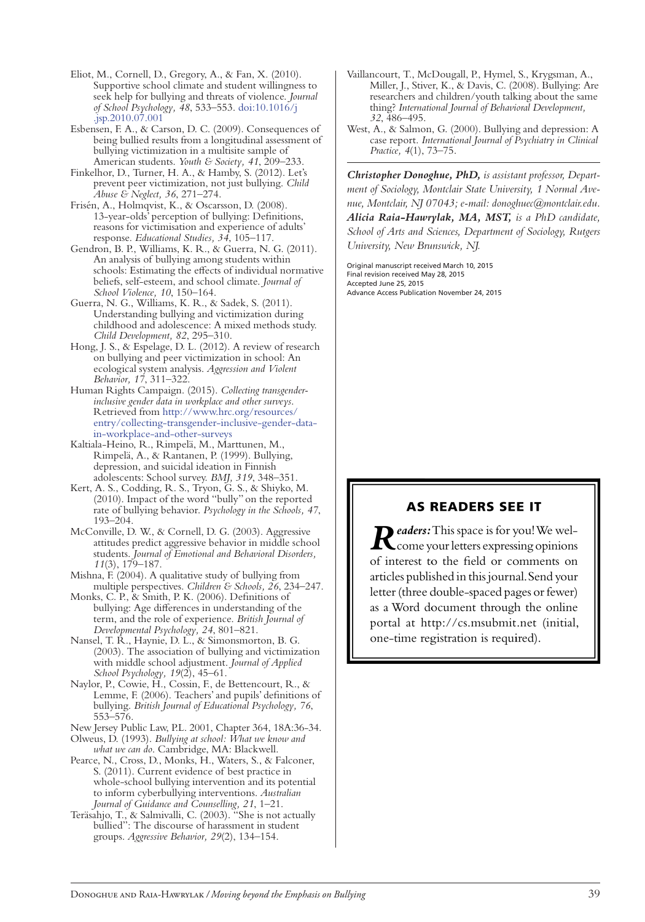Eliot, M., Cornell, D., Gregory, A., & Fan, X. (2010). Supportive school climate and student willingness to seek help for bullying and threats of violence. *Journal of School Psychology, 48*, 533–553. doi:10.1016/j.jsp.2010.07.001

Esbensen, F. A., & Carson, D. C. (2009). Consequences of being bullied results from a longitudinal assessment of bullying victimization in a multisite sample of American students. *Youth & Society, 41*, 209–233.

Finkelhor, D., Turner, H. A., & Hamby, S. (2012). Let's prevent peer victimization, not just bullying. *Child Abuse & Neglect, 36*, 271–274.

Frisén, A., Holmqvist, K., & Oscarsson, D. (2008). 13-year-olds' perception of bullying: Definitions, reasons for victimisation and experience of adults' response. *Educational Studies, 34*, 105–117.

Gendron, B. P., Williams, K. R., & Guerra, N. G. (2011). An analysis of bullying among students within schools: Estimating the effects of individual normative beliefs, self-esteem, and school climate. *Journal of School Violence, 10*, 150–164.

Guerra, N. G., Williams, K. R., & Sadek, S. (2011). Understanding bullying and victimization during childhood and adolescence: A mixed methods study. *Child Development, 82*, 295–310.

Hong, J. S., & Espelage, D. L. (2012). A review of research on bullying and peer victimization in school: An ecological system analysis. *Aggression and Violent Behavior, 17*, 311–322.

Human Rights Campaign. (2015). *Collecting transgender-inclusive gender data in workplace and other surveys*. Retrieved from http://www.hrc.org/resources/entry/collecting-transgender-inclusive-gender-data-in-workplace-and-other-surveys

Kaltiala-Heino, R., Rimpelä, M., Marttunen, M., Rimpelä, A., & Rantanen, P. (1999). Bullying, depression, and suicidal ideation in Finnish adolescents: School survey. *BMJ, 319*, 348–351.

Kert, A. S., Codding, R. S., Tryon, G. S., & Shiyko, M. (2010). Impact of the word "bully" on the reported rate of bullying behavior. *Psychology in the Schools, 47*, 193–204.

McConville, D. W., & Cornell, D. G. (2003). Aggressive attitudes predict aggressive behavior in middle school students. *Journal of Emotional and Behavioral Disorders, 11*(3), 179–187.

Mishna, F. (2004). A qualitative study of bullying from multiple perspectives. *Children & Schools, 26*, 234–247.

Monks, C. P., & Smith, P. K. (2006). Definitions of bullying: Age differences in understanding of the term, and the role of experience. *British Journal of Developmental Psychology, 24*, 801–821.

Nansel, T. R., Haynie, D. L., & Simonsmorton, B. G. (2003). The association of bullying and victimization with middle school adjustment. *Journal of Applied School Psychology, 19*(2), 45–61.

Naylor, P., Cowie, H., Cossin, F., de Bettencourt, R., & Lemme, F. (2006). Teachers' and pupils' definitions of bullying. *British Journal of Educational Psychology, 76*, 553–576.

New Jersey Public Law, P.L. 2001, Chapter 364, 18A:36-34.

Olweus, D. (1993). *Bullying at school: What we know and what we can do*. Cambridge, MA: Blackwell.

Pearce, N., Cross, D., Monks, H., Waters, S., & Falconer, S. (2011). Current evidence of best practice in whole-school bullying intervention and its potential to inform cyberbullying interventions. *Australian Journal of Guidance and Counselling, 21*, 1–21.

Teräsahjo, T., & Salmivalli, C. (2003). "She is not actually bullied": The discourse of harassment in student groups. *Aggressive Behavior, 29*(2), 134–154.

Vaillancourt, T., McDougall, P., Hymel, S., Krygsman, A., Miller, J., Stiver, K., & Davis, C. (2008). Bullying: Are researchers and children/youth talking about the same thing? *International Journal of Behavioral Development, 32*, 486–495.

West, A., & Salmon, G. (2000). Bullying and depression: A case report. *International Journal of Psychiatry in Clinical Practice, 4*(1), 73–75.

***Christopher Donoghue, PhD,*** *is assistant professor, Department of Sociology, Montclair State University, 1 Normal Avenue, Montclair, NJ 07043; e-mail: donoghuec@montclair.edu.* ***Alicia Raia-Hawrylak, MA, MST,*** *is a PhD candidate, School of Arts and Sciences, Department of Sociology, Rutgers University, New Brunswick, NJ.*

Original manuscript received March 10, 2015
Final revision received May 28, 2015
Accepted June 25, 2015
Advance Access Publication November 24, 2015

## AS READERS SEE IT

***Readers:*** This space is for you! We welcome your letters expressing opinions of interest to the field or comments on articles published in this journal. Send your letter (three double-spaced pages or fewer) as a Word document through the online portal at http://cs.msubmit.net (initial, one-time registration is required).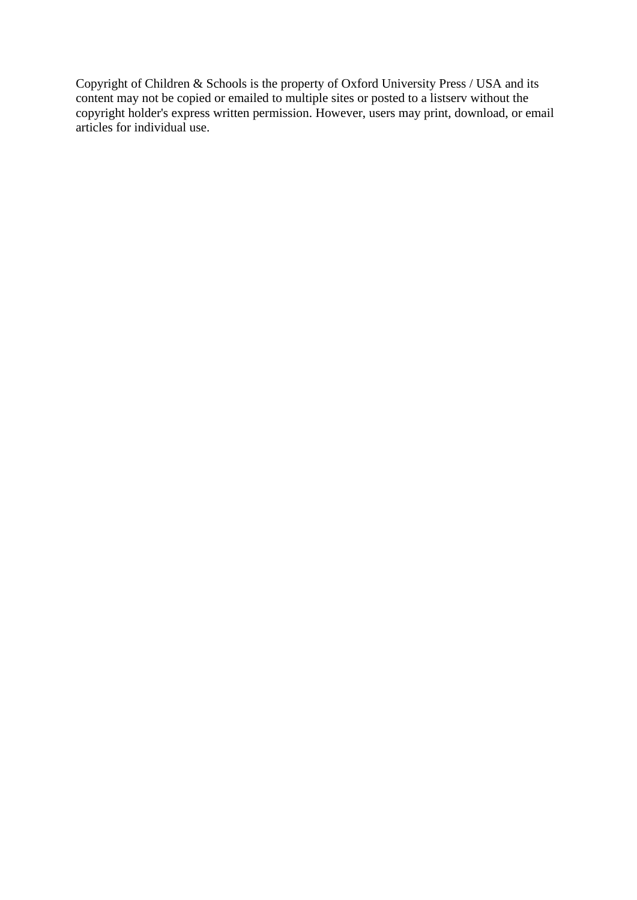Copyright of Children & Schools is the property of Oxford University Press / USA and its content may not be copied or emailed to multiple sites or posted to a listserv without the copyright holder's express written permission. However, users may print, download, or email articles for individual use.